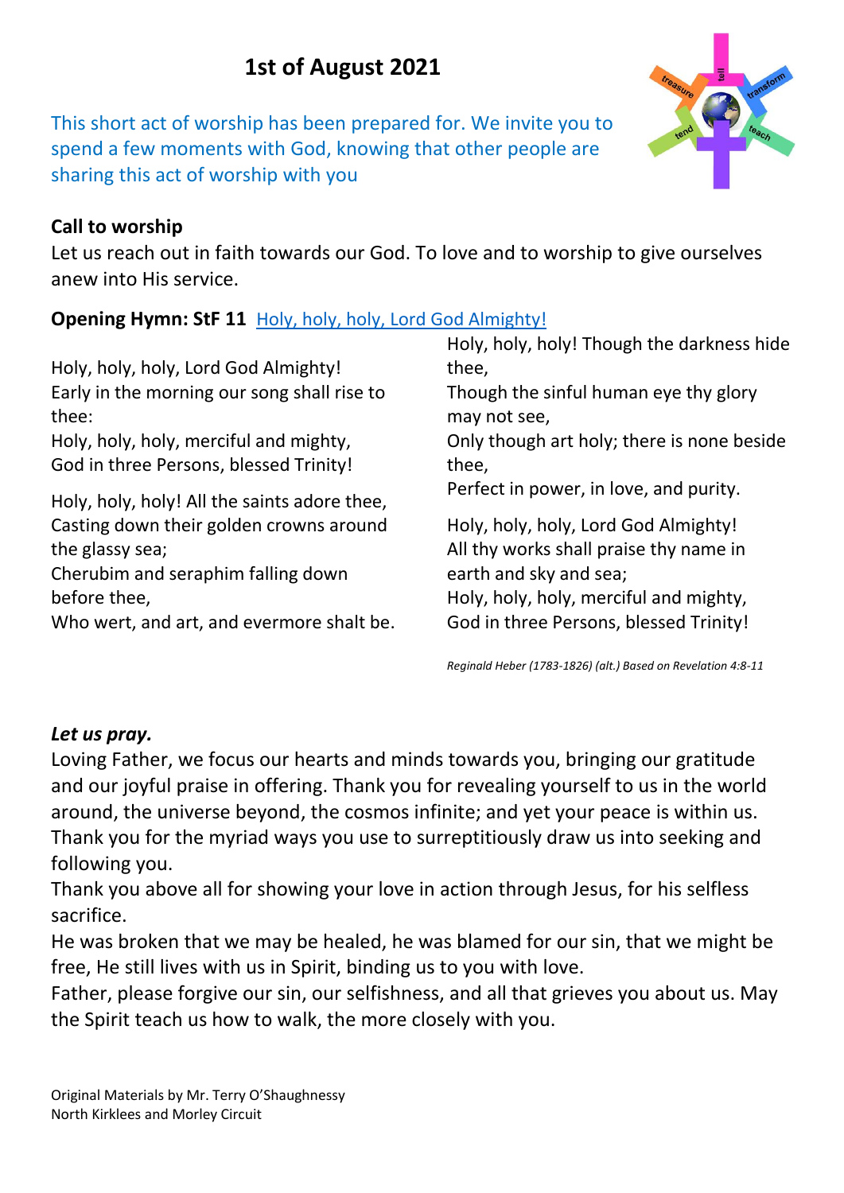# 1st of August 2021

This short act of worship has been prepared for. We invite you to spend a few moments with God, knowing that other people are sharing this act of worship with you

**Call to worship**

Let us reach out in faith towards our God. To love and to worship to give ourselves anew into His service.

**Opening Hymn: StF 11** Holy, holy, holy, Lord God Almighty!

Holy, holy, holy, Lord God Almighty!
Early in the morning our song shall rise to thee:
Holy, holy, holy, merciful and mighty,
God in three Persons, blessed Trinity!

Holy, holy, holy! All the saints adore thee,
Casting down their golden crowns around the glassy sea;
Cherubim and seraphim falling down before thee,
Who wert, and art, and evermore shalt be.

Holy, holy, holy! Though the darkness hide thee,
Though the sinful human eye thy glory may not see,
Only though art holy; there is none beside thee,
Perfect in power, in love, and purity.

Holy, holy, holy, Lord God Almighty!
All thy works shall praise thy name in earth and sky and sea;
Holy, holy, holy, merciful and mighty,
God in three Persons, blessed Trinity!

*Reginald Heber (1783-1826) (alt.) Based on Revelation 4:8-11*

***Let us pray.***

Loving Father, we focus our hearts and minds towards you, bringing our gratitude and our joyful praise in offering. Thank you for revealing yourself to us in the world around, the universe beyond, the cosmos infinite; and yet your peace is within us. Thank you for the myriad ways you use to surreptitiously draw us into seeking and following you.

Thank you above all for showing your love in action through Jesus, for his selfless sacrifice.

He was broken that we may be healed, he was blamed for our sin, that we might be free, He still lives with us in Spirit, binding us to you with love.

Father, please forgive our sin, our selfishness, and all that grieves you about us. May the Spirit teach us how to walk, the more closely with you.

Original Materials by Mr. Terry O'Shaughnessy
North Kirklees and Morley Circuit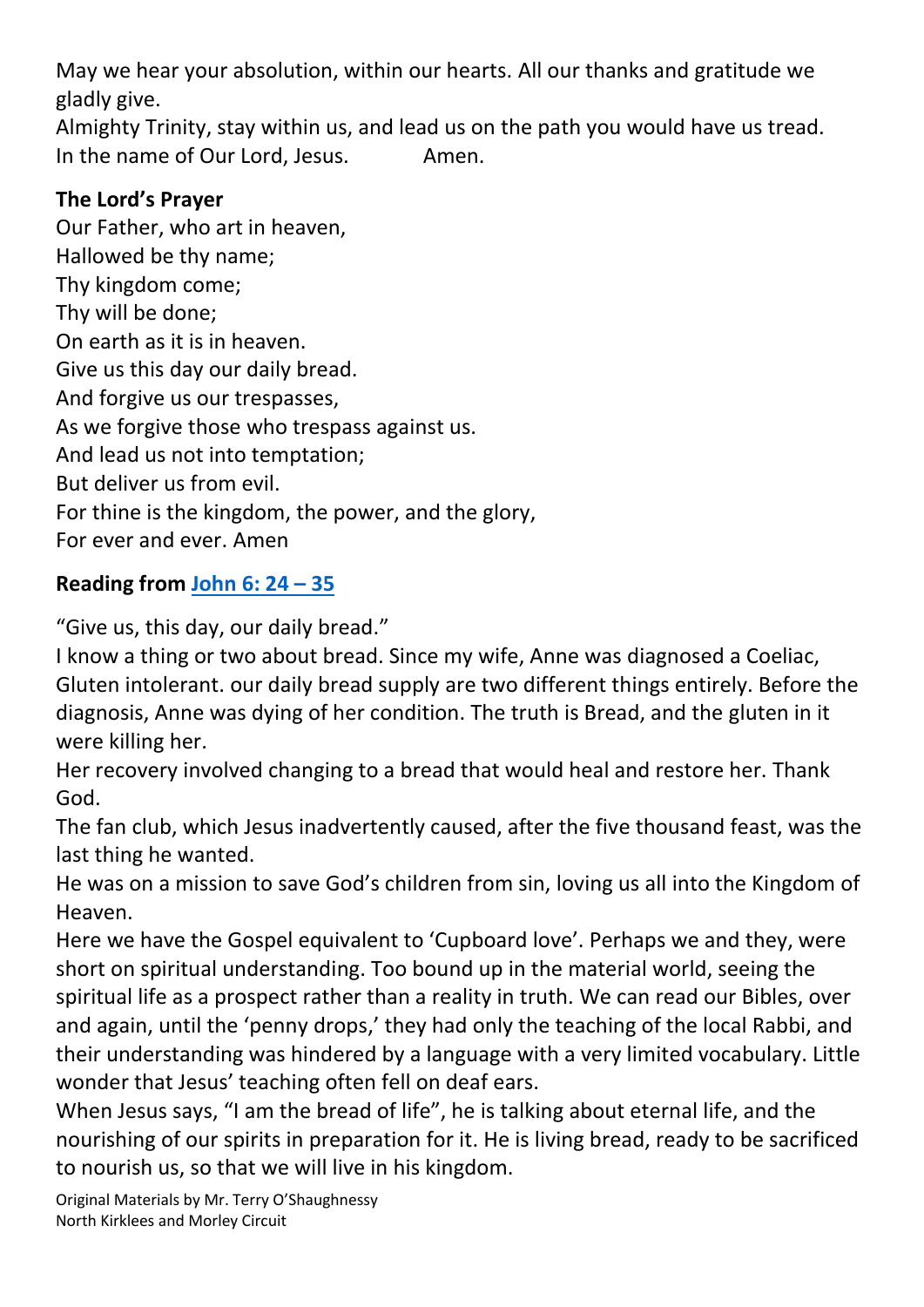May we hear your absolution, within our hearts. All our thanks and gratitude we gladly give.
Almighty Trinity, stay within us, and lead us on the path you would have us tread.
In the name of Our Lord, Jesus.  Amen.

**The Lord's Prayer**

Our Father, who art in heaven,
Hallowed be thy name;
Thy kingdom come;
Thy will be done;
On earth as it is in heaven.
Give us this day our daily bread.
And forgive us our trespasses,
As we forgive those who trespass against us.
And lead us not into temptation;
But deliver us from evil.
For thine is the kingdom, the power, and the glory,
For ever and ever. Amen

**Reading from John 6: 24 – 35**

"Give us, this day, our daily bread."
I know a thing or two about bread. Since my wife, Anne was diagnosed a Coeliac, Gluten intolerant. our daily bread supply are two different things entirely. Before the diagnosis, Anne was dying of her condition. The truth is Bread, and the gluten in it were killing her.
Her recovery involved changing to a bread that would heal and restore her. Thank God.
The fan club, which Jesus inadvertently caused, after the five thousand feast, was the last thing he wanted.
He was on a mission to save God's children from sin, loving us all into the Kingdom of Heaven.
Here we have the Gospel equivalent to 'Cupboard love'. Perhaps we and they, were short on spiritual understanding. Too bound up in the material world, seeing the spiritual life as a prospect rather than a reality in truth. We can read our Bibles, over and again, until the 'penny drops,' they had only the teaching of the local Rabbi, and their understanding was hindered by a language with a very limited vocabulary. Little wonder that Jesus' teaching often fell on deaf ears.
When Jesus says, "I am the bread of life", he is talking about eternal life, and the nourishing of our spirits in preparation for it. He is living bread, ready to be sacrificed to nourish us, so that we will live in his kingdom.

Original Materials by Mr. Terry O'Shaughnessy
North Kirklees and Morley Circuit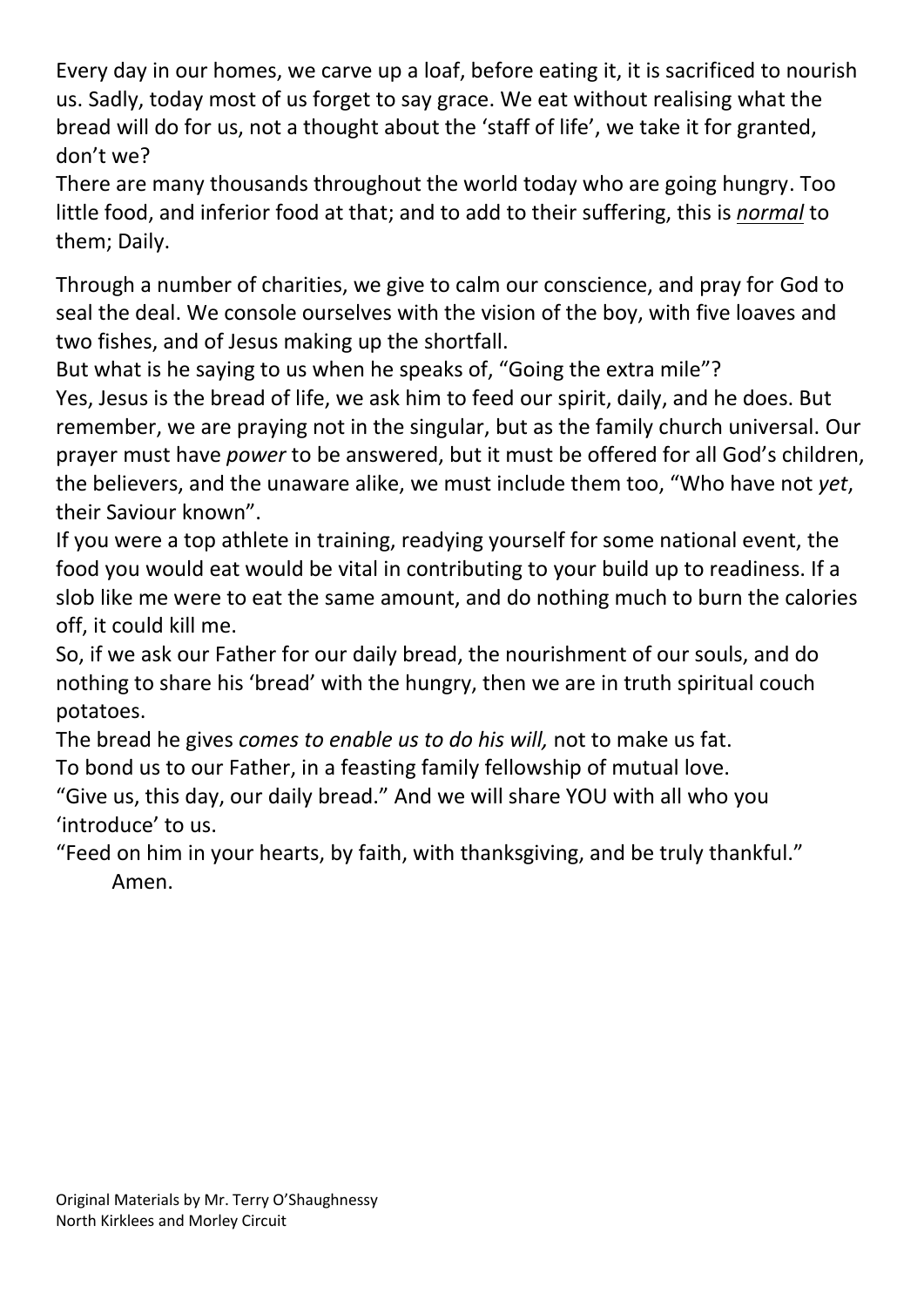Every day in our homes, we carve up a loaf, before eating it, it is sacrificed to nourish us. Sadly, today most of us forget to say grace. We eat without realising what the bread will do for us, not a thought about the 'staff of life', we take it for granted, don't we?

There are many thousands throughout the world today who are going hungry. Too little food, and inferior food at that; and to add to their suffering, this is ***normal*** to them; Daily.

Through a number of charities, we give to calm our conscience, and pray for God to seal the deal. We console ourselves with the vision of the boy, with five loaves and two fishes, and of Jesus making up the shortfall.

But what is he saying to us when he speaks of, "Going the extra mile"?

Yes, Jesus is the bread of life, we ask him to feed our spirit, daily, and he does. But remember, we are praying not in the singular, but as the family church universal. Our prayer must have *power* to be answered, but it must be offered for all God's children, the believers, and the unaware alike, we must include them too, "Who have not *yet*, their Saviour known".

If you were a top athlete in training, readying yourself for some national event, the food you would eat would be vital in contributing to your build up to readiness. If a slob like me were to eat the same amount, and do nothing much to burn the calories off, it could kill me.

So, if we ask our Father for our daily bread, the nourishment of our souls, and do nothing to share his 'bread' with the hungry, then we are in truth spiritual couch potatoes.

The bread he gives *comes to enable us to do his will,* not to make us fat.

To bond us to our Father, in a feasting family fellowship of mutual love.

"Give us, this day, our daily bread." And we will share YOU with all who you 'introduce' to us.

"Feed on him in your hearts, by faith, with thanksgiving, and be truly thankful."

Amen.

Original Materials by Mr. Terry O'Shaughnessy
North Kirklees and Morley Circuit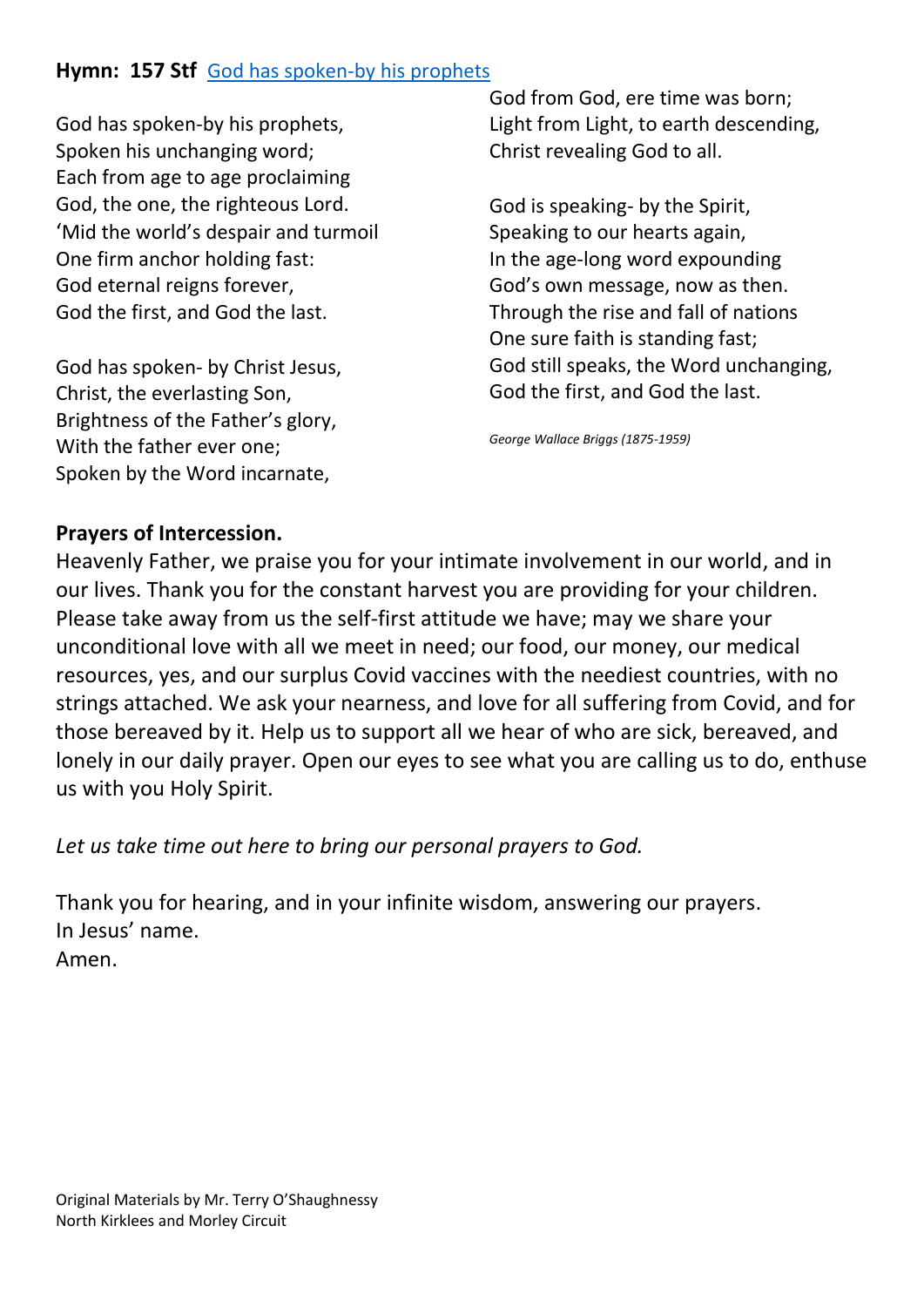**Hymn: 157 Stf** [God has spoken-by his prophets]

God has spoken-by his prophets,
Spoken his unchanging word;
Each from age to age proclaiming
God, the one, the righteous Lord.
'Mid the world's despair and turmoil
One firm anchor holding fast:
God eternal reigns forever,
God the first, and God the last.

God has spoken- by Christ Jesus,
Christ, the everlasting Son,
Brightness of the Father's glory,
With the father ever one;
Spoken by the Word incarnate,
God from God, ere time was born;
Light from Light, to earth descending,
Christ revealing God to all.

God is speaking- by the Spirit,
Speaking to our hearts again,
In the age-long word expounding
God's own message, now as then.
Through the rise and fall of nations
One sure faith is standing fast;
God still speaks, the Word unchanging,
God the first, and God the last.

*George Wallace Briggs (1875-1959)*

**Prayers of Intercession.**

Heavenly Father, we praise you for your intimate involvement in our world, and in our lives. Thank you for the constant harvest you are providing for your children. Please take away from us the self-first attitude we have; may we share your unconditional love with all we meet in need; our food, our money, our medical resources, yes, and our surplus Covid vaccines with the neediest countries, with no strings attached. We ask your nearness, and love for all suffering from Covid, and for those bereaved by it. Help us to support all we hear of who are sick, bereaved, and lonely in our daily prayer. Open our eyes to see what you are calling us to do, enthuse us with you Holy Spirit.

*Let us take time out here to bring our personal prayers to God.*

Thank you for hearing, and in your infinite wisdom, answering our prayers.
In Jesus' name.
Amen.

Original Materials by Mr. Terry O'Shaughnessy
North Kirklees and Morley Circuit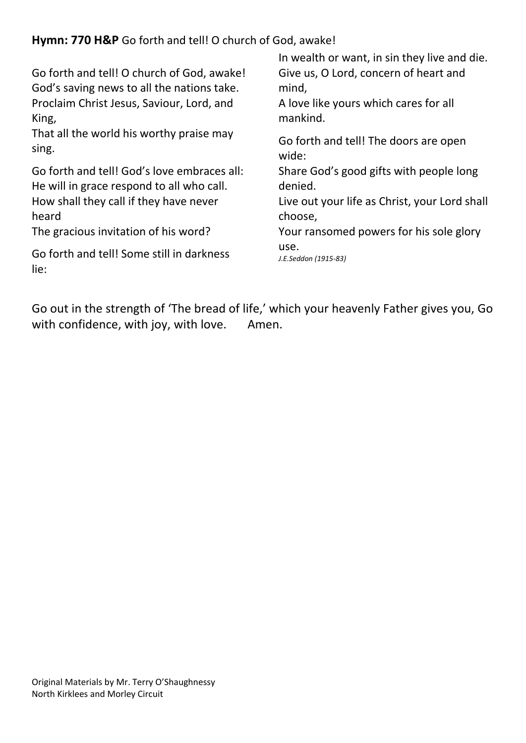**Hymn: 770 H&P** Go forth and tell! O church of God, awake!

Go forth and tell! O church of God, awake!
God's saving news to all the nations take.
Proclaim Christ Jesus, Saviour, Lord, and King,
That all the world his worthy praise may sing.

Go forth and tell! God's love embraces all:
He will in grace respond to all who call.
How shall they call if they have never heard
The gracious invitation of his word?

Go forth and tell! Some still in darkness lie:
In wealth or want, in sin they live and die.
Give us, O Lord, concern of heart and mind,
A love like yours which cares for all mankind.

Go forth and tell! The doors are open wide:
Share God's good gifts with people long denied.
Live out your life as Christ, your Lord shall choose,
Your ransomed powers for his sole glory use.

*J.E.Seddon (1915-83)*

Go out in the strength of 'The bread of life,' which your heavenly Father gives you, Go with confidence, with joy, with love. Amen.

Original Materials by Mr. Terry O'Shaughnessy
North Kirklees and Morley Circuit